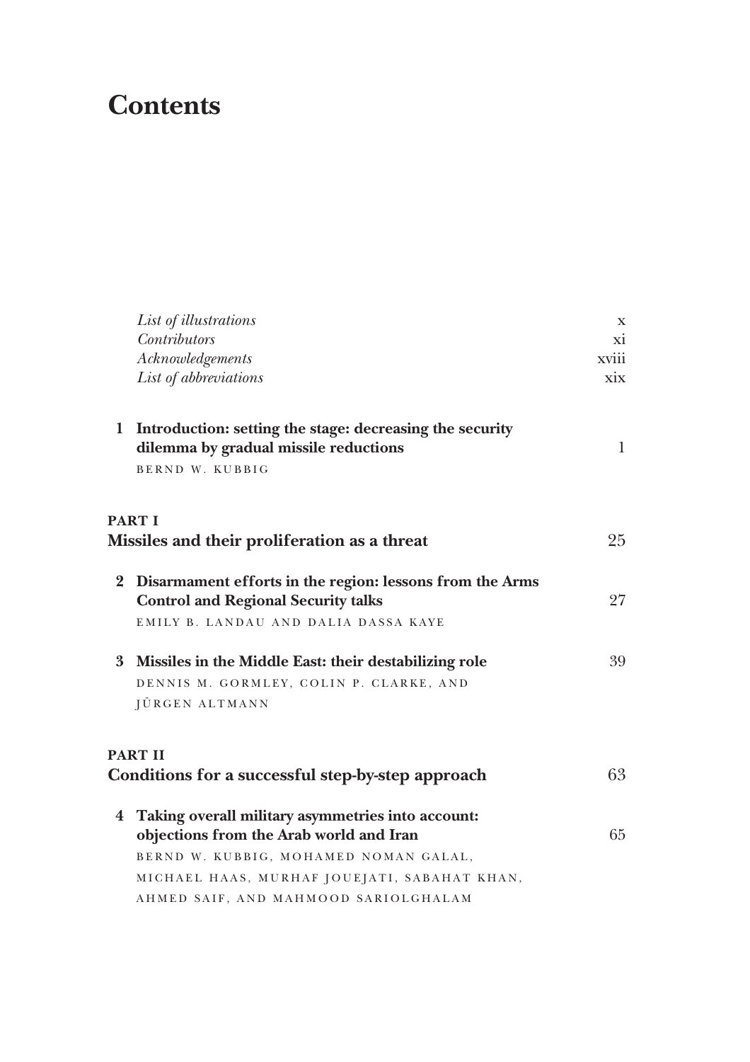# Contents

| | | |
|---|---|---|
| | *List of illustrations* | x |
| | *Contributors* | xi |
| | *Acknowledgements* | xviii |
| | *List of abbreviations* | xix |
| **1** | **Introduction: setting the stage: decreasing the security dilemma by gradual missile reductions** <br> BERND W. KUBBIG | 1 |
| | **PART I** <br> **Missiles and their proliferation as a threat** | 25 |
| **2** | **Disarmament efforts in the region: lessons from the Arms Control and Regional Security talks** <br> EMILY B. LANDAU AND DALIA DASSA KAYE | 27 |
| **3** | **Missiles in the Middle East: their destabilizing role** <br> DENNIS M. GORMLEY, COLIN P. CLARKE, AND JÜRGEN ALTMANN | 39 |
| | **PART II** <br> **Conditions for a successful step-by-step approach** | 63 |
| **4** | **Taking overall military asymmetries into account: objections from the Arab world and Iran** <br> BERND W. KUBBIG, MOHAMED NOMAN GALAL, MICHAEL HAAS, MURHAF JOUEJATI, SABAHAT KHAN, AHMED SAIF, AND MAHMOOD SARIOLGHALAM | 65 |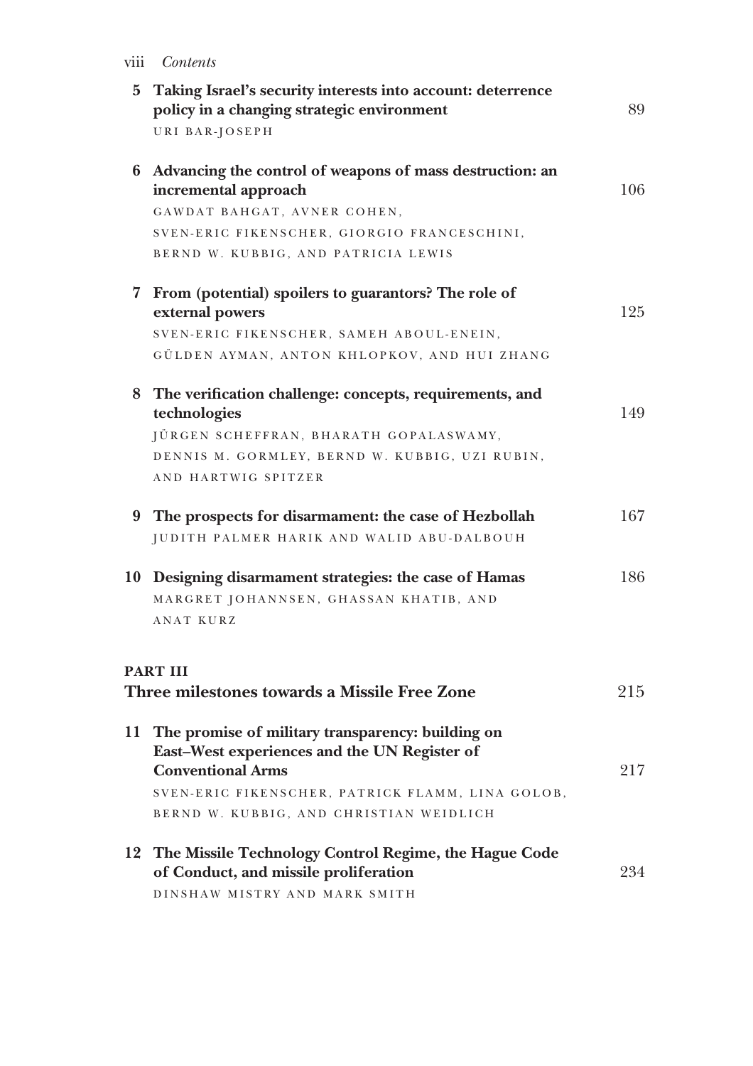| | | |
|---|---|---|
| **5** | **Taking Israel's security interests into account: deterrence policy in a changing strategic environment**<br>URI BAR-JOSEPH | 89 |
| **6** | **Advancing the control of weapons of mass destruction: an incremental approach**<br>GAWDAT BAHGAT, AVNER COHEN, SVEN-ERIC FIKENSCHER, GIORGIO FRANCESCHINI, BERND W. KUBBIG, AND PATRICIA LEWIS | 106 |
| **7** | **From (potential) spoilers to guarantors? The role of external powers**<br>SVEN-ERIC FIKENSCHER, SAMEH ABOUL-ENEIN, GÜLDEN AYMAN, ANTON KHLOPKOV, AND HUI ZHANG | 125 |
| **8** | **The verification challenge: concepts, requirements, and technologies**<br>JÜRGEN SCHEFFRAN, BHARATH GOPALASWAMY, DENNIS M. GORMLEY, BERND W. KUBBIG, UZI RUBIN, AND HARTWIG SPITZER | 149 |
| **9** | **The prospects for disarmament: the case of Hezbollah**<br>JUDITH PALMER HARIK AND WALID ABU-DALBOUH | 167 |
| **10** | **Designing disarmament strategies: the case of Hamas**<br>MARGRET JOHANNSEN, GHASSAN KHATIB, AND ANAT KURZ | 186 |

## PART III
## Three milestones towards a Missile Free Zone — 215

| | | |
|---|---|---|
| **11** | **The promise of military transparency: building on East–West experiences and the UN Register of Conventional Arms**<br>SVEN-ERIC FIKENSCHER, PATRICK FLAMM, LINA GOLOB, BERND W. KUBBIG, AND CHRISTIAN WEIDLICH | 217 |
| **12** | **The Missile Technology Control Regime, the Hague Code of Conduct, and missile proliferation**<br>DINSHAW MISTRY AND MARK SMITH | 234 |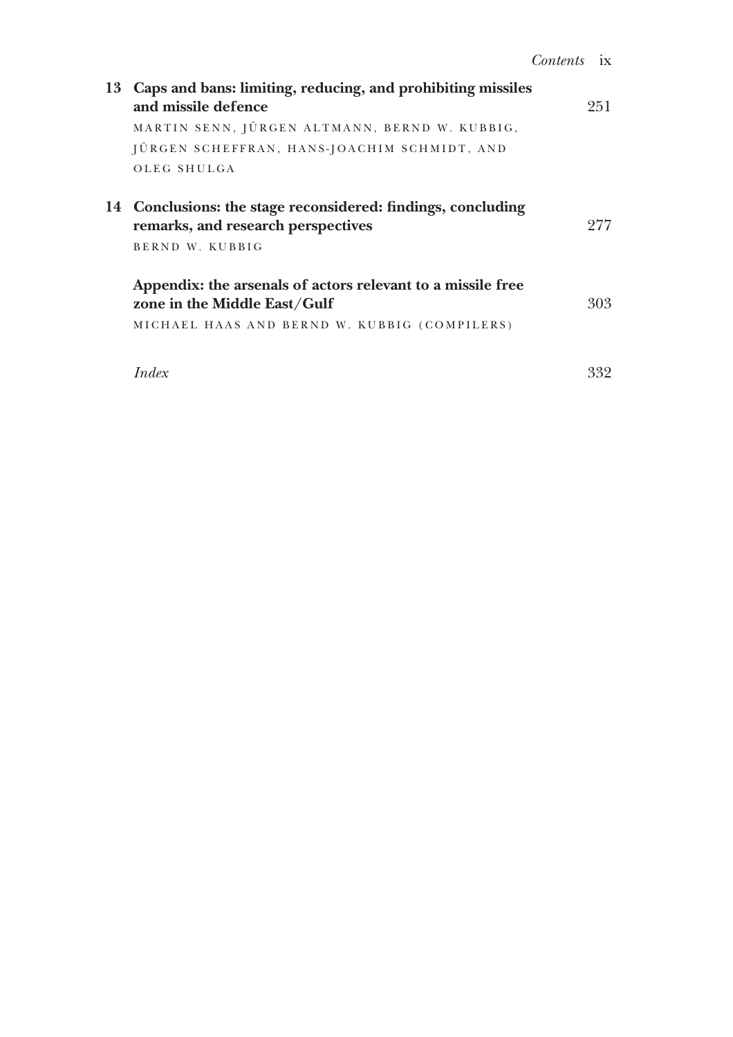**13 Caps and bans: limiting, reducing, and prohibiting missiles and missile defence** 251

MARTIN SENN, JÜRGEN ALTMANN, BERND W. KUBBIG, JÜRGEN SCHEFFRAN, HANS-JOACHIM SCHMIDT, AND OLEG SHULGA

**14 Conclusions: the stage reconsidered: findings, concluding remarks, and research perspectives** 277

BERND W. KUBBIG

**Appendix: the arsenals of actors relevant to a missile free zone in the Middle East/Gulf** 303

MICHAEL HAAS AND BERND W. KUBBIG (COMPILERS)

*Index* 332